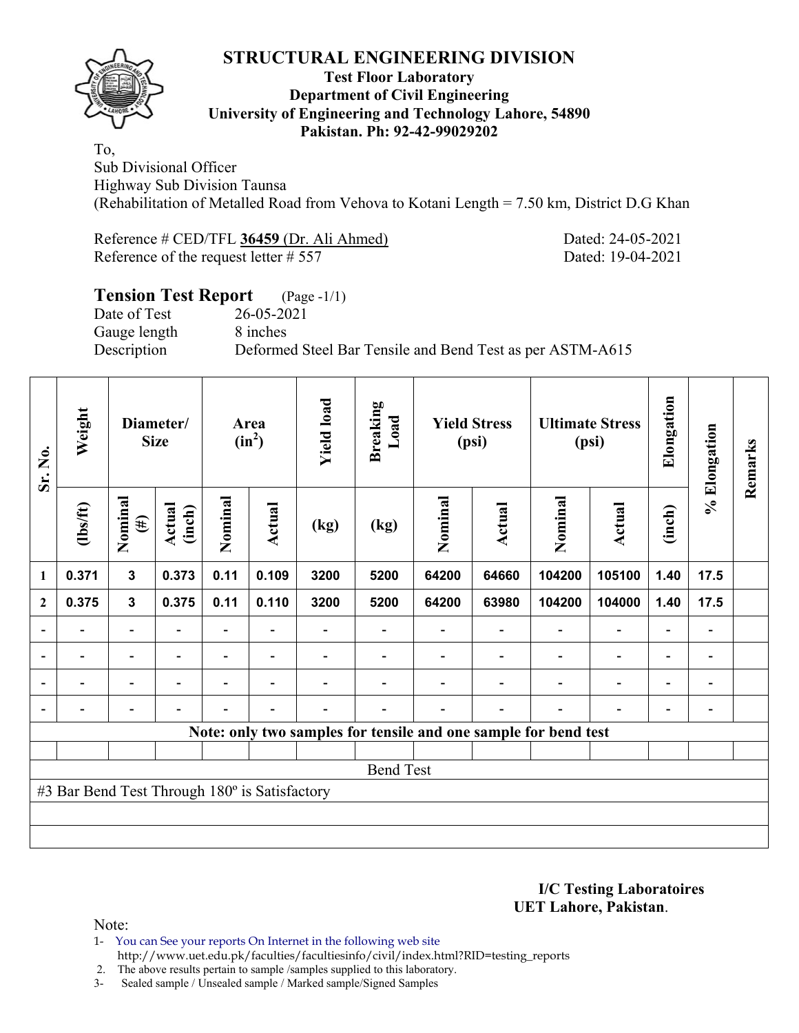# STRUCTURAL ENGINEERING DIVISION

**Test Floor Laboratory**
**Department of Civil Engineering**
**University of Engineering and Technology Lahore, 54890**
**Pakistan. Ph: 92-42-99029202**

To,
Sub Divisional Officer
Highway Sub Division Taunsa
(Rehabilitation of Metalled Road from Vehova to Kotani Length = 7.50 km, District D.G Khan

Reference # CED/TFL **36459** (Dr. Ali Ahmed) Dated: 24-05-2021
Reference of the request letter # 557 Dated: 19-04-2021

## Tension Test Report (Page -1/1)

Date of Test 26-05-2021
Gauge length 8 inches
Description Deformed Steel Bar Tensile and Bend Test as per ASTM-A615

| Sr. No. | Weight | Diameter/ Size | | Area ($in^2$) | | Yield load | Breaking Load | Yield Stress (psi) | | Ultimate Stress (psi) | | Elongation | % Elongation | Remarks |
|---|---|---|---|---|---|---|---|---|---|---|---|---|---|---|
| | (lbs/ft) | Nominal (#) | Actual (inch) | Nominal | Actual | (kg) | (kg) | Nominal | Actual | Nominal | Actual | (inch) | | |
| 1 | 0.371 | 3 | 0.373 | 0.11 | 0.109 | 3200 | 5200 | 64200 | 64660 | 104200 | 105100 | 1.40 | 17.5 | |
| 2 | 0.375 | 3 | 0.375 | 0.11 | 0.110 | 3200 | 5200 | 64200 | 63980 | 104200 | 104000 | 1.40 | 17.5 | |
| - | - | - | - | - | - | - | - | - | - | - | - | - | - | |
| - | - | - | - | - | - | - | - | - | - | - | - | - | - | |
| - | - | - | - | - | - | - | - | - | - | - | - | - | - | |
| - | - | - | - | - | - | - | - | - | - | - | - | - | - | |

**Note: only two samples for tensile and one sample for bend test**

Bend Test

#3 Bar Bend Test Through 180º is Satisfactory

**I/C Testing Laboratoires**
**UET Lahore, Pakistan**.

Note:
1- You can See your reports On Internet in the following web site
http://www.uet.edu.pk/faculties/facultiesinfo/civil/index.html?RID=testing_reports
2. The above results pertain to sample /samples supplied to this laboratory.
3- Sealed sample / Unsealed sample / Marked sample/Signed Samples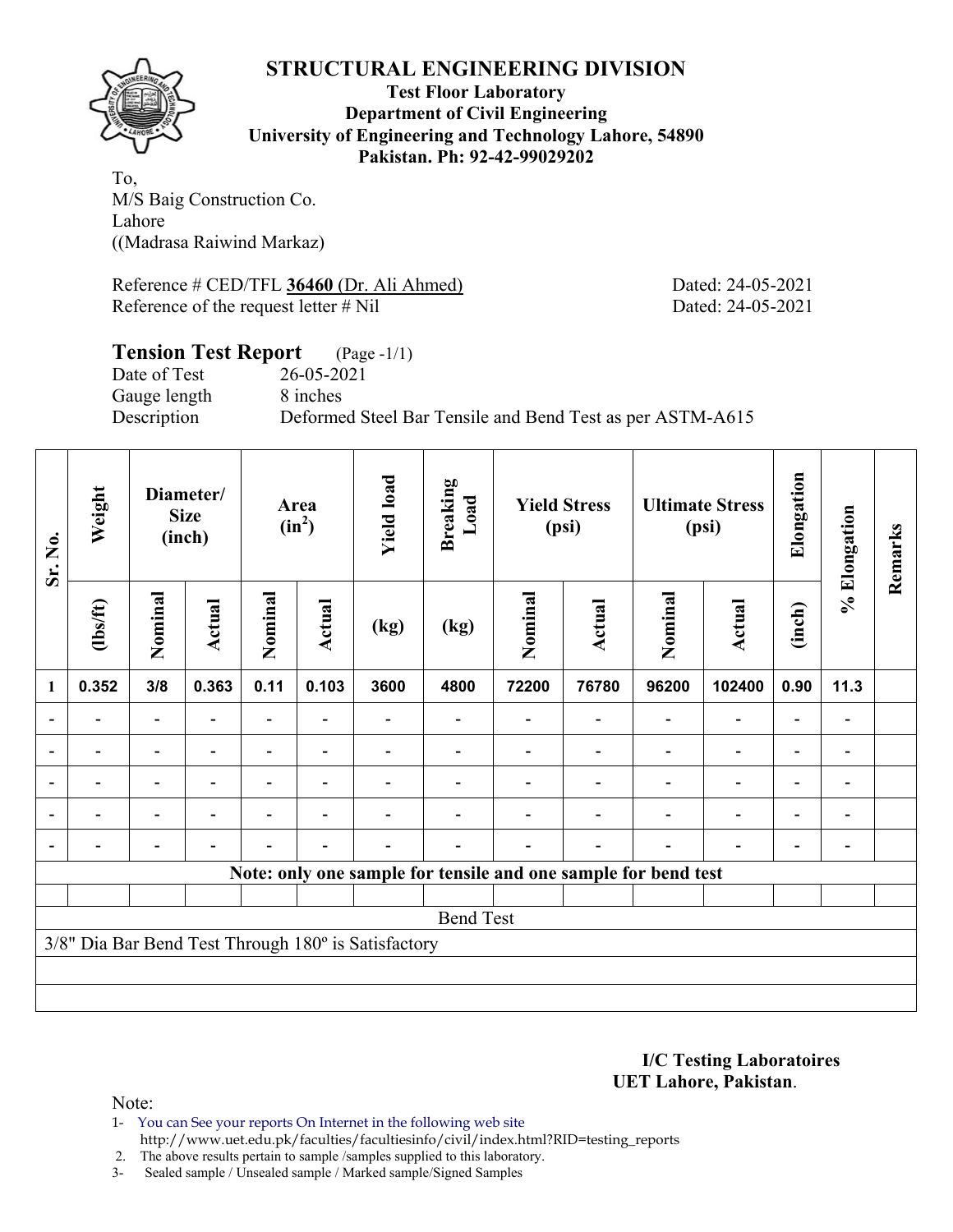# STRUCTURAL ENGINEERING DIVISION

**Test Floor Laboratory**
**Department of Civil Engineering**
**University of Engineering and Technology Lahore, 54890**
**Pakistan. Ph: 92-42-99029202**

To,
M/S Baig Construction Co.
Lahore
((Madrasa Raiwind Markaz)

Reference # CED/TFL **36460** (Dr. Ali Ahmed) Dated: 24-05-2021
Reference of the request letter # Nil Dated: 24-05-2021

## Tension Test Report (Page -1/1)

Date of Test 26-05-2021
Gauge length 8 inches
Description Deformed Steel Bar Tensile and Bend Test as per ASTM-A615

| Sr. No. | Weight | Diameter/ Size (inch) | | Area ($in^2$) | | Yield load | Breaking Load | Yield Stress (psi) | | Ultimate Stress (psi) | | Elongation | % Elongation | Remarks |
|---|---|---|---|---|---|---|---|---|---|---|---|---|---|---|
| | (lbs/ft) | Nominal | Actual | Nominal | Actual | (kg) | (kg) | Nominal | Actual | Nominal | Actual | (inch) | | |
| 1 | 0.352 | 3/8 | 0.363 | 0.11 | 0.103 | 3600 | 4800 | 72200 | 76780 | 96200 | 102400 | 0.90 | 11.3 | |
| - | - | - | - | - | - | - | - | - | - | - | - | - | - | |
| - | - | - | - | - | - | - | - | - | - | - | - | - | - | |
| - | - | - | - | - | - | - | - | - | - | - | - | - | - | |
| - | - | - | - | - | - | - | - | - | - | - | - | - | - | |
| - | - | - | - | - | - | - | - | - | - | - | - | - | - | |
| Note: only one sample for tensile and one sample for bend test | | | | | | | | | | | | | | |
| | | | | | | | | | | | | | | |
| Bend Test | | | | | | | | | | | | | | |
| 3/8" Dia Bar Bend Test Through 180º is Satisfactory | | | | | | | | | | | | | | |

**I/C Testing Laboratoires**
**UET Lahore, Pakistan**.

Note:

1- You can See your reports On Internet in the following web site
http://www.uet.edu.pk/faculties/facultiesinfo/civil/index.html?RID=testing_reports
2. The above results pertain to sample /samples supplied to this laboratory.
3- Sealed sample / Unsealed sample / Marked sample/Signed Samples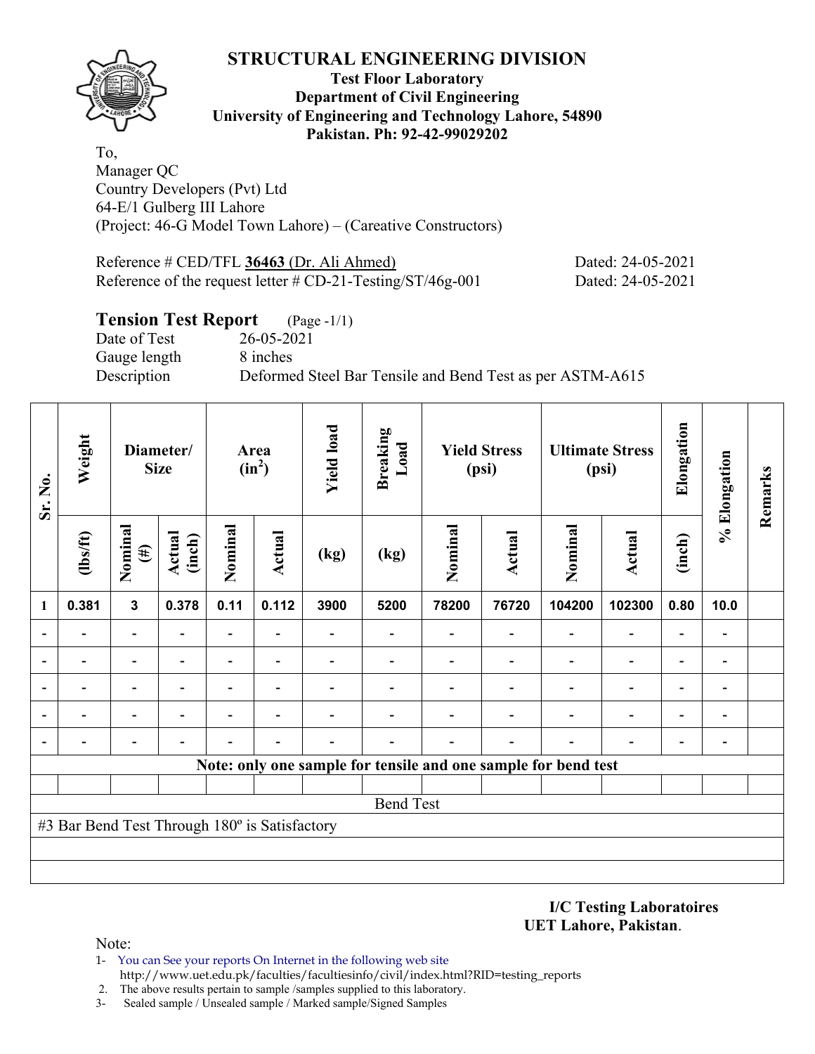# STRUCTURAL ENGINEERING DIVISION

**Test Floor Laboratory**
**Department of Civil Engineering**
**University of Engineering and Technology Lahore, 54890**
**Pakistan. Ph: 92-42-99029202**

To,
Manager QC
Country Developers (Pvt) Ltd
64-E/1 Gulberg III Lahore
(Project: 46-G Model Town Lahore) – (Careative Constructors)

Reference # CED/TFL **36463** (Dr. Ali Ahmed) Dated: 24-05-2021
Reference of the request letter # CD-21-Testing/ST/46g-001 Dated: 24-05-2021

## Tension Test Report (Page -1/1)

Date of Test 26-05-2021
Gauge length 8 inches
Description Deformed Steel Bar Tensile and Bend Test as per ASTM-A615

| Sr. No. | Weight | Diameter/ Size | | Area ($in^2$) | | Yield load | Breaking Load | Yield Stress (psi) | | Ultimate Stress (psi) | | Elongation | % Elongation | Remarks |
|---|---|---|---|---|---|---|---|---|---|---|---|---|---|---|
| | (lbs/ft) | Nominal (#) | Actual (inch) | Nominal | Actual | (kg) | (kg) | Nominal | Actual | Nominal | Actual | (inch) | | |
| 1 | 0.381 | 3 | 0.378 | 0.11 | 0.112 | 3900 | 5200 | 78200 | 76720 | 104200 | 102300 | 0.80 | 10.0 | |
| - | - | - | - | - | - | - | - | - | - | - | - | - | - | |
| - | - | - | - | - | - | - | - | - | - | - | - | - | - | |
| - | - | - | - | - | - | - | - | - | - | - | - | - | - | |
| - | - | - | - | - | - | - | - | - | - | - | - | - | - | |
| - | - | - | - | - | - | - | - | - | - | - | - | - | - | |

**Note: only one sample for tensile and one sample for bend test**

Bend Test

#3 Bar Bend Test Through 180º is Satisfactory

**I/C Testing Laboratoires**
**UET Lahore, Pakistan**.

Note:

1- You can See your reports On Internet in the following web site
http://www.uet.edu.pk/faculties/facultiesinfo/civil/index.html?RID=testing_reports
2. The above results pertain to sample /samples supplied to this laboratory.
3- Sealed sample / Unsealed sample / Marked sample/Signed Samples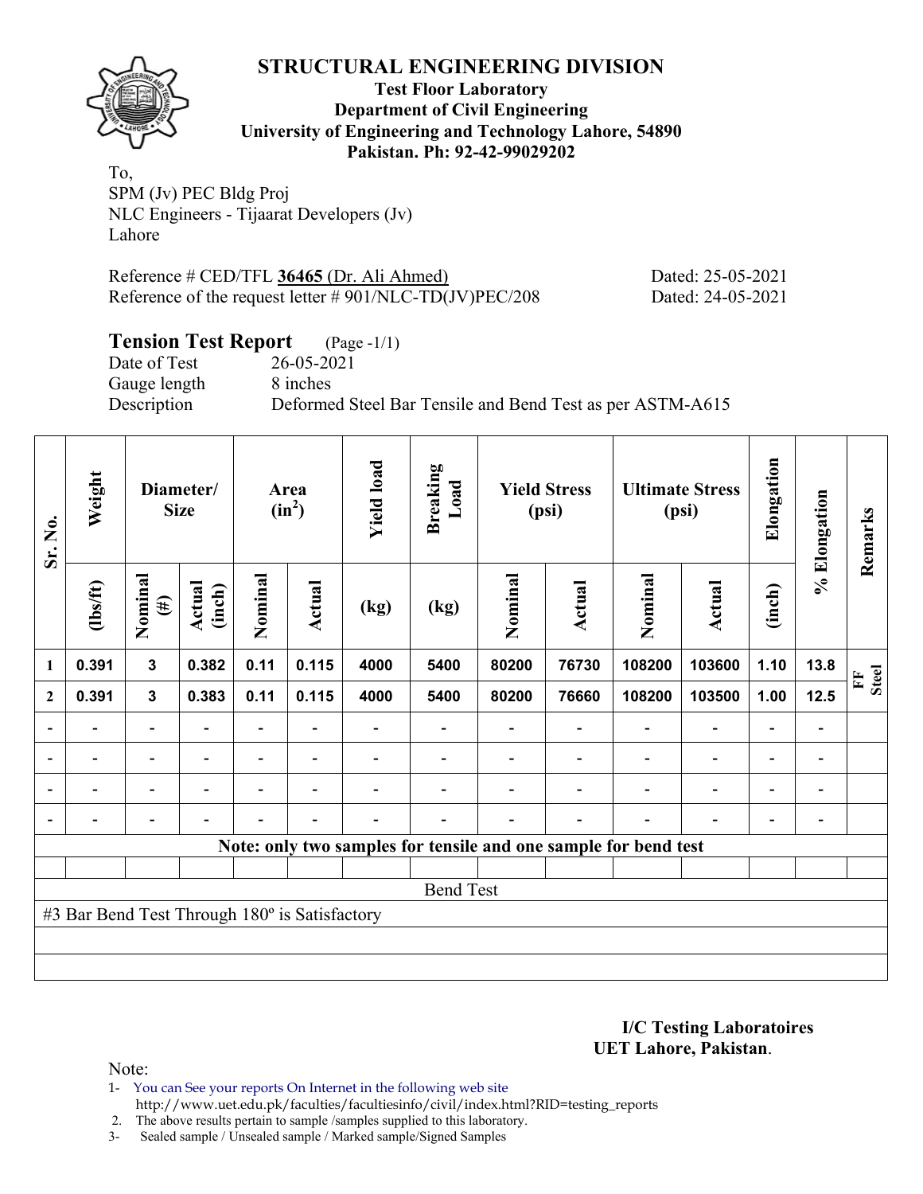# STRUCTURAL ENGINEERING DIVISION

**Test Floor Laboratory**
**Department of Civil Engineering**
**University of Engineering and Technology Lahore, 54890**
**Pakistan. Ph: 92-42-99029202**

To,
SPM (Jv) PEC Bldg Proj
NLC Engineers - Tijaarat Developers (Jv)
Lahore

Reference # CED/TFL **36465** (Dr. Ali Ahmed) Dated: 25-05-2021
Reference of the request letter # 901/NLC-TD(JV)PEC/208 Dated: 24-05-2021

**Tension Test Report** (Page -1/1)
Date of Test 26-05-2021
Gauge length 8 inches
Description Deformed Steel Bar Tensile and Bend Test as per ASTM-A615

| Sr. No. | Weight | Diameter/ Size | | Area ($in^2$) | | Yield load | Breaking Load | Yield Stress (psi) | | Ultimate Stress (psi) | | Elongation | % Elongation | Remarks |
|---|---|---|---|---|---|---|---|---|---|---|---|---|---|---|
| | (lbs/ft) | Nominal (#) | Actual (inch) | Nominal | Actual | (kg) | (kg) | Nominal | Actual | Nominal | Actual | (inch) | | |
| 1 | 0.391 | 3 | 0.382 | 0.11 | 0.115 | 4000 | 5400 | 80200 | 76730 | 108200 | 103600 | 1.10 | 13.8 | FF Steel |
| 2 | 0.391 | 3 | 0.383 | 0.11 | 0.115 | 4000 | 5400 | 80200 | 76660 | 108200 | 103500 | 1.00 | 12.5 | |
| - | - | - | - | - | - | - | - | - | - | - | - | - | - | |
| - | - | - | - | - | - | - | - | - | - | - | - | - | - | |
| - | - | - | - | - | - | - | - | - | - | - | - | - | - | |
| - | - | - | - | - | - | - | - | - | - | - | - | - | - | |
| Note: only two samples for tensile and one sample for bend test | | | | | | | | | | | | | | |
| | | | | | | | | | | | | | | |
| Bend Test | | | | | | | | | | | | | | |
| #3 Bar Bend Test Through 180º is Satisfactory | | | | | | | | | | | | | | |

**I/C Testing Laboratoires**
**UET Lahore, Pakistan.**

Note:
1- You can See your reports On Internet in the following web site
http://www.uet.edu.pk/faculties/facultiesinfo/civil/index.html?RID=testing_reports
2. The above results pertain to sample /samples supplied to this laboratory.
3- Sealed sample / Unsealed sample / Marked sample/Signed Samples